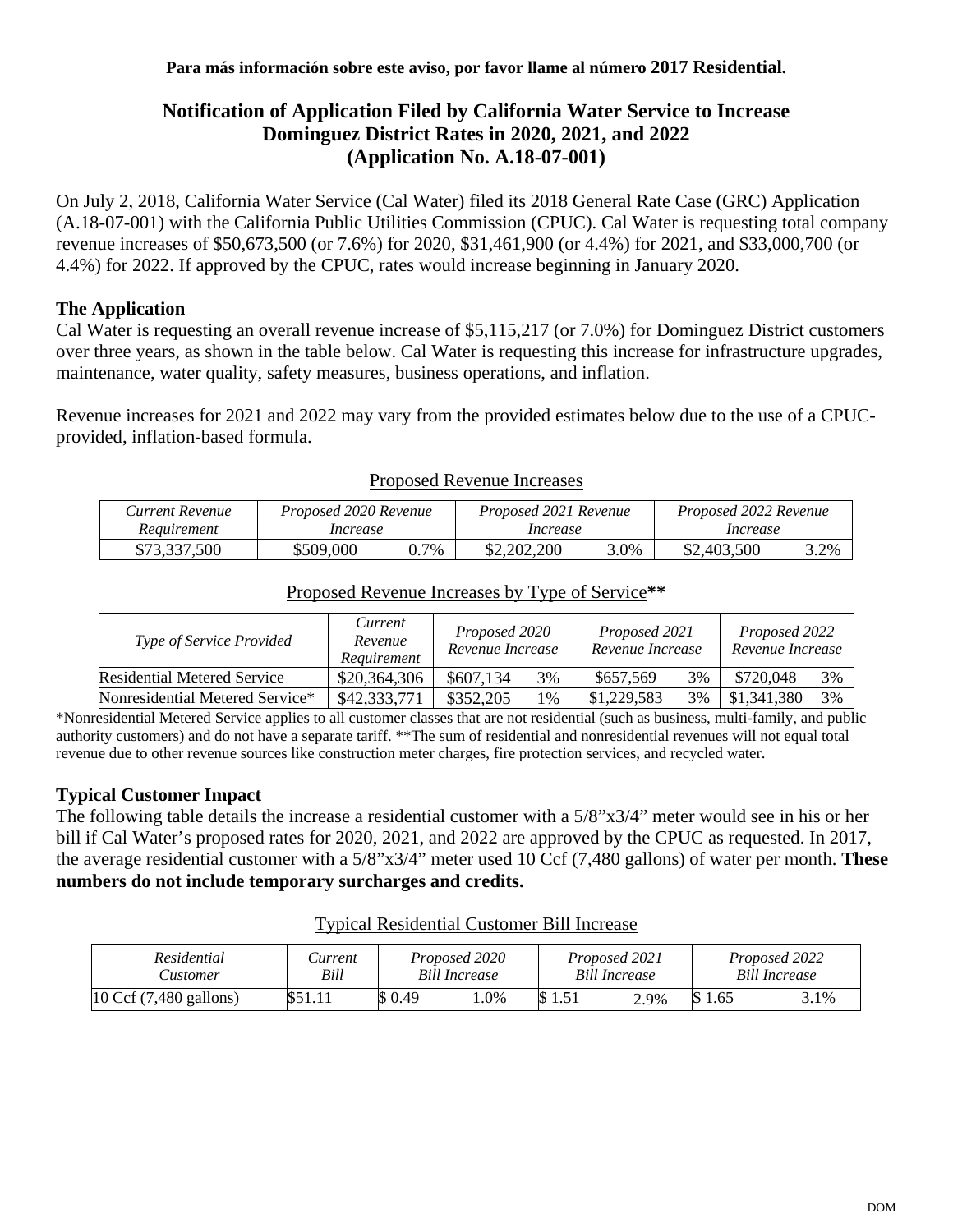**Para más información sobre este aviso, por favor llame al número 2017 Residential.**

# Notification of Application Filed by California Water Service to Increase Dominguez District Rates in 2020, 2021, and 2022 (Application No. A.18-07-001)

On July 2, 2018, California Water Service (Cal Water) filed its 2018 General Rate Case (GRC) Application (A.18-07-001) with the California Public Utilities Commission (CPUC). Cal Water is requesting total company revenue increases of $50,673,500 (or 7.6%) for 2020, $31,461,900 (or 4.4%) for 2021, and $33,000,700 (or 4.4%) for 2022. If approved by the CPUC, rates would increase beginning in January 2020.

## The Application

Cal Water is requesting an overall revenue increase of $5,115,217 (or 7.0%) for Dominguez District customers over three years, as shown in the table below. Cal Water is requesting this increase for infrastructure upgrades, maintenance, water quality, safety measures, business operations, and inflation.

Revenue increases for 2021 and 2022 may vary from the provided estimates below due to the use of a CPUC-provided, inflation-based formula.

Proposed Revenue Increases

| *Current Revenue Requirement* | *Proposed 2020 Revenue Increase* | | *Proposed 2021 Revenue Increase* | | *Proposed 2022 Revenue Increase* | |
|---|---|---|---|---|---|---|
| $73,337,500 | $509,000 | 0.7% | $2,202,200 | 3.0% | $2,403,500 | 3.2% |

Proposed Revenue Increases by Type of Service**

| *Type of Service Provided* | *Current Revenue Requirement* | *Proposed 2020 Revenue Increase* | | *Proposed 2021 Revenue Increase* | | *Proposed 2022 Revenue Increase* | |
|---|---|---|---|---|---|---|---|
| Residential Metered Service | $20,364,306 | $607,134 | 3% | $657,569 | 3% | $720,048 | 3% |
| Nonresidential Metered Service* | $42,333,771 | $352,205 | 1% | $1,229,583 | 3% | $1,341,380 | 3% |

*Nonresidential Metered Service applies to all customer classes that are not residential (such as business, multi-family, and public authority customers) and do not have a separate tariff. **The sum of residential and nonresidential revenues will not equal total revenue due to other revenue sources like construction meter charges, fire protection services, and recycled water.

## Typical Customer Impact

The following table details the increase a residential customer with a 5/8"x3/4" meter would see in his or her bill if Cal Water's proposed rates for 2020, 2021, and 2022 are approved by the CPUC as requested. In 2017, the average residential customer with a 5/8"x3/4" meter used 10 Ccf (7,480 gallons) of water per month. **These numbers do not include temporary surcharges and credits.**

Typical Residential Customer Bill Increase

| *Residential Customer* | *Current Bill* | *Proposed 2020 Bill Increase* | | *Proposed 2021 Bill Increase* | | *Proposed 2022 Bill Increase* | |
|---|---|---|---|---|---|---|---|
| 10 Ccf (7,480 gallons) | $51.11 | $ 0.49 | 1.0% | $ 1.51 | 2.9% | $ 1.65 | 3.1% |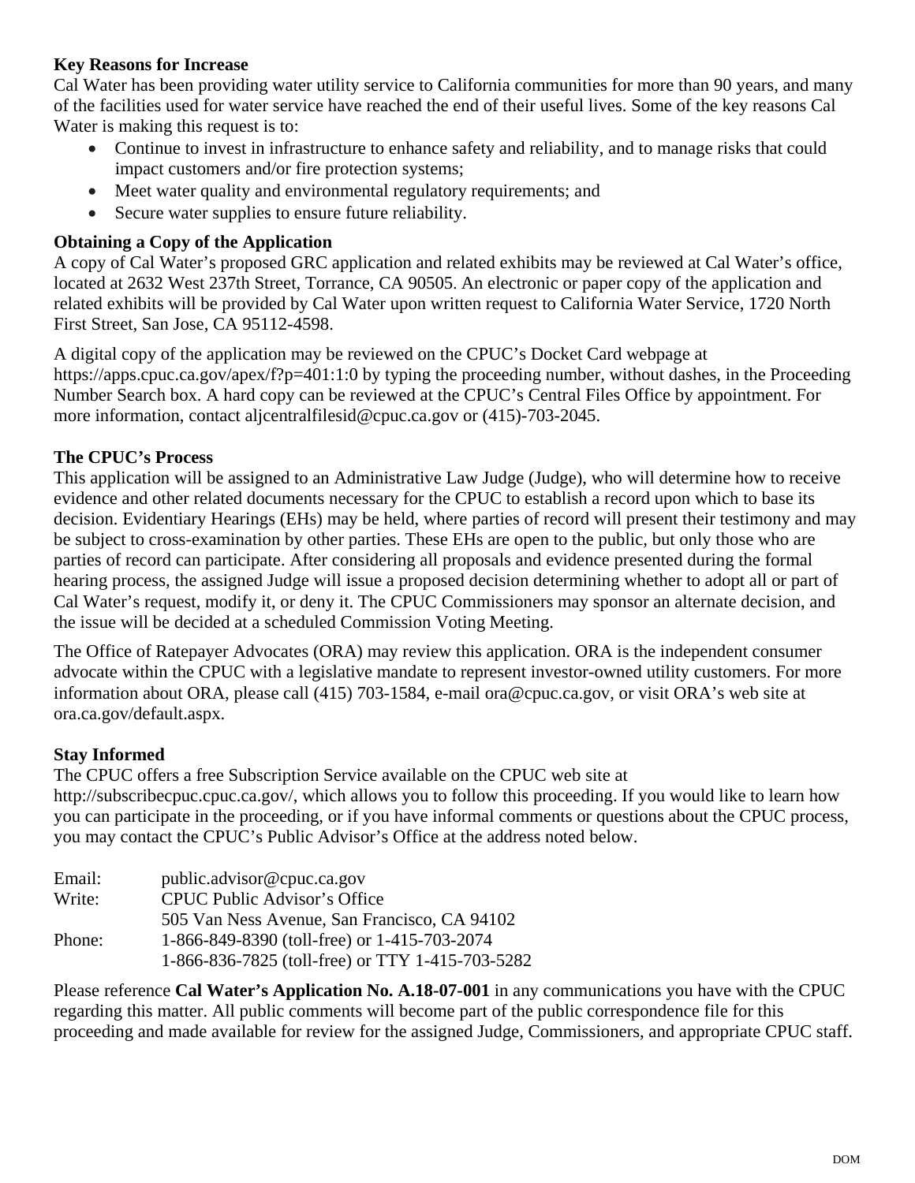**Key Reasons for Increase**

Cal Water has been providing water utility service to California communities for more than 90 years, and many of the facilities used for water service have reached the end of their useful lives. Some of the key reasons Cal Water is making this request is to:

- Continue to invest in infrastructure to enhance safety and reliability, and to manage risks that could impact customers and/or fire protection systems;
- Meet water quality and environmental regulatory requirements; and
- Secure water supplies to ensure future reliability.

**Obtaining a Copy of the Application**

A copy of Cal Water's proposed GRC application and related exhibits may be reviewed at Cal Water's office, located at 2632 West 237th Street, Torrance, CA 90505. An electronic or paper copy of the application and related exhibits will be provided by Cal Water upon written request to California Water Service, 1720 North First Street, San Jose, CA 95112-4598.

A digital copy of the application may be reviewed on the CPUC's Docket Card webpage at https://apps.cpuc.ca.gov/apex/f?p=401:1:0 by typing the proceeding number, without dashes, in the Proceeding Number Search box. A hard copy can be reviewed at the CPUC's Central Files Office by appointment. For more information, contact aljcentralfilesid@cpuc.ca.gov or (415)-703-2045.

**The CPUC's Process**

This application will be assigned to an Administrative Law Judge (Judge), who will determine how to receive evidence and other related documents necessary for the CPUC to establish a record upon which to base its decision. Evidentiary Hearings (EHs) may be held, where parties of record will present their testimony and may be subject to cross-examination by other parties. These EHs are open to the public, but only those who are parties of record can participate. After considering all proposals and evidence presented during the formal hearing process, the assigned Judge will issue a proposed decision determining whether to adopt all or part of Cal Water's request, modify it, or deny it. The CPUC Commissioners may sponsor an alternate decision, and the issue will be decided at a scheduled Commission Voting Meeting.

The Office of Ratepayer Advocates (ORA) may review this application. ORA is the independent consumer advocate within the CPUC with a legislative mandate to represent investor-owned utility customers. For more information about ORA, please call (415) 703-1584, e-mail ora@cpuc.ca.gov, or visit ORA's web site at ora.ca.gov/default.aspx.

**Stay Informed**

The CPUC offers a free Subscription Service available on the CPUC web site at http://subscribecpuc.cpuc.ca.gov/, which allows you to follow this proceeding. If you would like to learn how you can participate in the proceeding, or if you have informal comments or questions about the CPUC process, you may contact the CPUC's Public Advisor's Office at the address noted below.

| | |
|---|---|
| Email: | public.advisor@cpuc.ca.gov |
| Write: | CPUC Public Advisor's Office<br>505 Van Ness Avenue, San Francisco, CA 94102 |
| Phone: | 1-866-849-8390 (toll-free) or 1-415-703-2074<br>1-866-836-7825 (toll-free) or TTY 1-415-703-5282 |

Please reference **Cal Water's Application No. A.18-07-001** in any communications you have with the CPUC regarding this matter. All public comments will become part of the public correspondence file for this proceeding and made available for review for the assigned Judge, Commissioners, and appropriate CPUC staff.

DOM